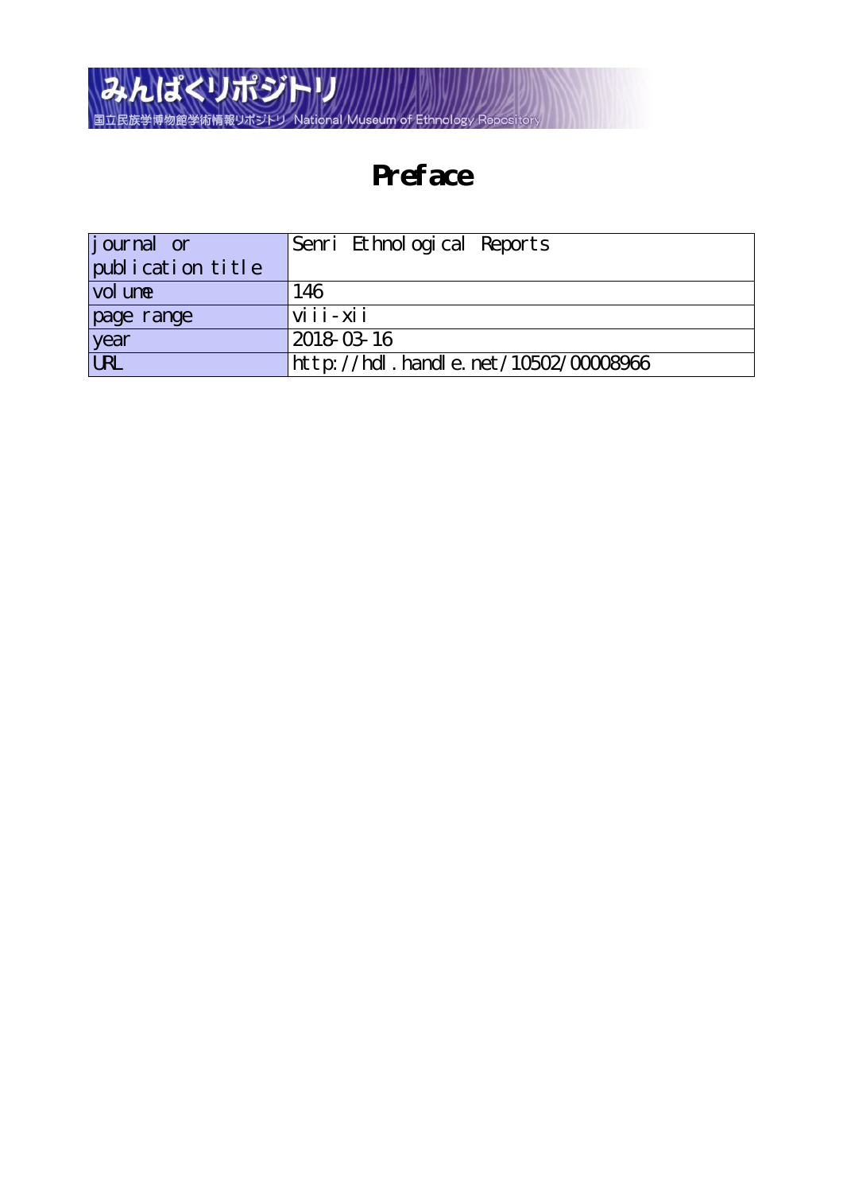みんぱくリポジトリ

国立民族学博物館学術情報リポジトリ National Museum of Ethnology Repository

# Preface

| journal or publication title | Senri Ethnological Reports |
|---|---|
| volume | 146 |
| page range | viii-xii |
| year | 2018-03-16 |
| URL | http://hdl.handle.net/10502/00008966 |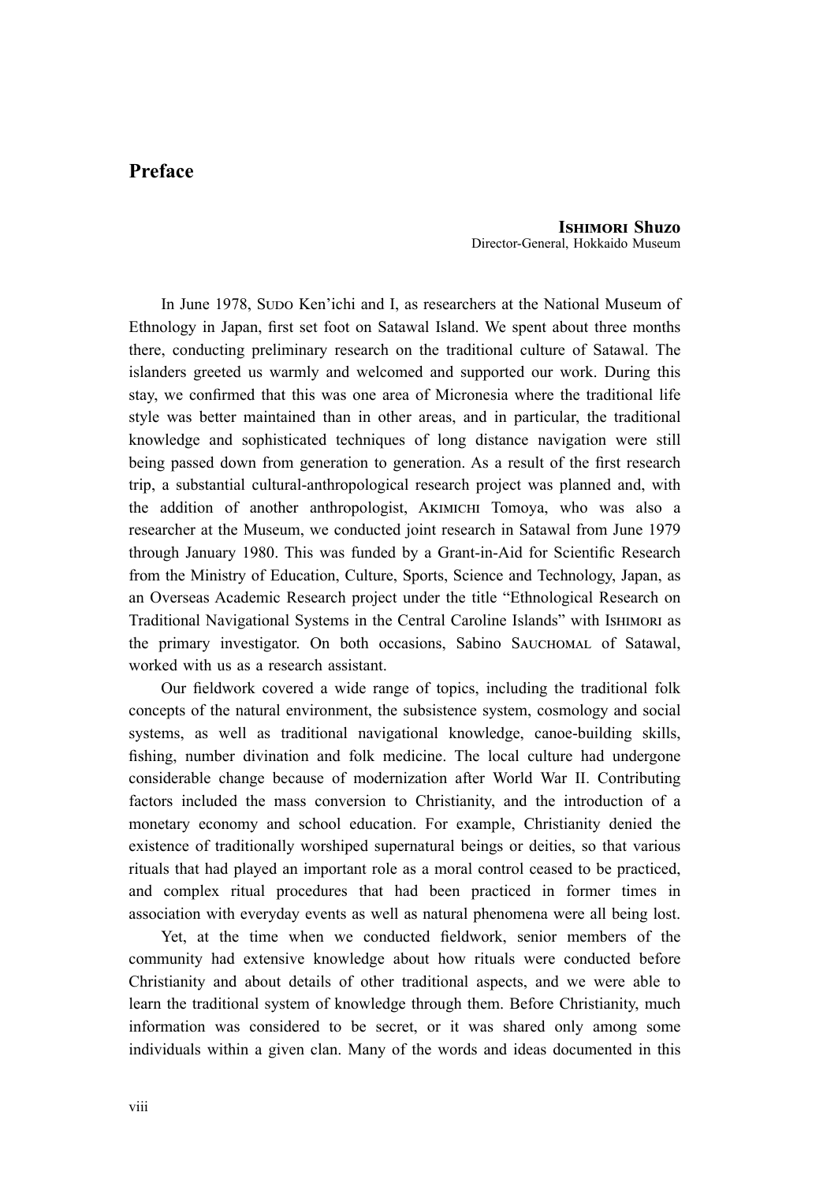# Preface

**Ishimori Shuzo**
Director-General, Hokkaido Museum

In June 1978, Sudo Ken'ichi and I, as researchers at the National Museum of Ethnology in Japan, first set foot on Satawal Island. We spent about three months there, conducting preliminary research on the traditional culture of Satawal. The islanders greeted us warmly and welcomed and supported our work. During this stay, we confirmed that this was one area of Micronesia where the traditional life style was better maintained than in other areas, and in particular, the traditional knowledge and sophisticated techniques of long distance navigation were still being passed down from generation to generation. As a result of the first research trip, a substantial cultural-anthropological research project was planned and, with the addition of another anthropologist, Akimichi Tomoya, who was also a researcher at the Museum, we conducted joint research in Satawal from June 1979 through January 1980. This was funded by a Grant-in-Aid for Scientific Research from the Ministry of Education, Culture, Sports, Science and Technology, Japan, as an Overseas Academic Research project under the title "Ethnological Research on Traditional Navigational Systems in the Central Caroline Islands" with Ishimori as the primary investigator. On both occasions, Sabino Sauchomal of Satawal, worked with us as a research assistant.

Our fieldwork covered a wide range of topics, including the traditional folk concepts of the natural environment, the subsistence system, cosmology and social systems, as well as traditional navigational knowledge, canoe-building skills, fishing, number divination and folk medicine. The local culture had undergone considerable change because of modernization after World War II. Contributing factors included the mass conversion to Christianity, and the introduction of a monetary economy and school education. For example, Christianity denied the existence of traditionally worshiped supernatural beings or deities, so that various rituals that had played an important role as a moral control ceased to be practiced, and complex ritual procedures that had been practiced in former times in association with everyday events as well as natural phenomena were all being lost.

Yet, at the time when we conducted fieldwork, senior members of the community had extensive knowledge about how rituals were conducted before Christianity and about details of other traditional aspects, and we were able to learn the traditional system of knowledge through them. Before Christianity, much information was considered to be secret, or it was shared only among some individuals within a given clan. Many of the words and ideas documented in this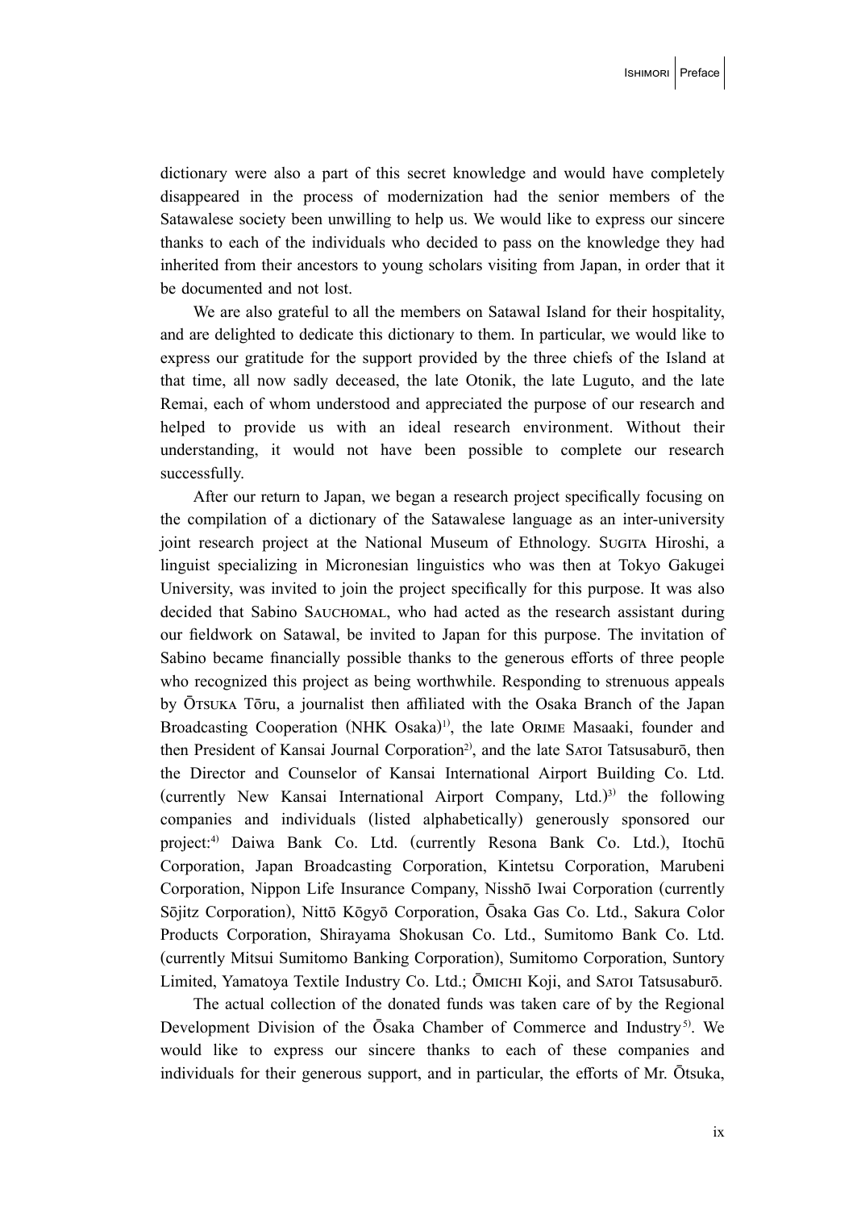dictionary were also a part of this secret knowledge and would have completely disappeared in the process of modernization had the senior members of the Satawalese society been unwilling to help us. We would like to express our sincere thanks to each of the individuals who decided to pass on the knowledge they had inherited from their ancestors to young scholars visiting from Japan, in order that it be documented and not lost.

We are also grateful to all the members on Satawal Island for their hospitality, and are delighted to dedicate this dictionary to them. In particular, we would like to express our gratitude for the support provided by the three chiefs of the Island at that time, all now sadly deceased, the late Otonik, the late Luguto, and the late Remai, each of whom understood and appreciated the purpose of our research and helped to provide us with an ideal research environment. Without their understanding, it would not have been possible to complete our research successfully.

After our return to Japan, we began a research project specifically focusing on the compilation of a dictionary of the Satawalese language as an inter-university joint research project at the National Museum of Ethnology. SUGITA Hiroshi, a linguist specializing in Micronesian linguistics who was then at Tokyo Gakugei University, was invited to join the project specifically for this purpose. It was also decided that Sabino SAUCHOMAL, who had acted as the research assistant during our fieldwork on Satawal, be invited to Japan for this purpose. The invitation of Sabino became financially possible thanks to the generous efforts of three people who recognized this project as being worthwhile. Responding to strenuous appeals by ŌTSUKA Tōru, a journalist then affiliated with the Osaka Branch of the Japan Broadcasting Cooperation (NHK Osaka)[1], the late ORIME Masaaki, founder and then President of Kansai Journal Corporation[2], and the late SATOI Tatsusaburō, then the Director and Counselor of Kansai International Airport Building Co. Ltd. (currently New Kansai International Airport Company, Ltd.)[3] the following companies and individuals (listed alphabetically) generously sponsored our project:[4] Daiwa Bank Co. Ltd. (currently Resona Bank Co. Ltd.), Itochū Corporation, Japan Broadcasting Corporation, Kintetsu Corporation, Marubeni Corporation, Nippon Life Insurance Company, Nisshō Iwai Corporation (currently Sōjitz Corporation), Nittō Kōgyō Corporation, Ōsaka Gas Co. Ltd., Sakura Color Products Corporation, Shirayama Shokusan Co. Ltd., Sumitomo Bank Co. Ltd. (currently Mitsui Sumitomo Banking Corporation), Sumitomo Corporation, Suntory Limited, Yamatoya Textile Industry Co. Ltd.; ŌMICHI Koji, and SATOI Tatsusaburō.

The actual collection of the donated funds was taken care of by the Regional Development Division of the Ōsaka Chamber of Commerce and Industry[5]. We would like to express our sincere thanks to each of these companies and individuals for their generous support, and in particular, the efforts of Mr. Ōtsuka,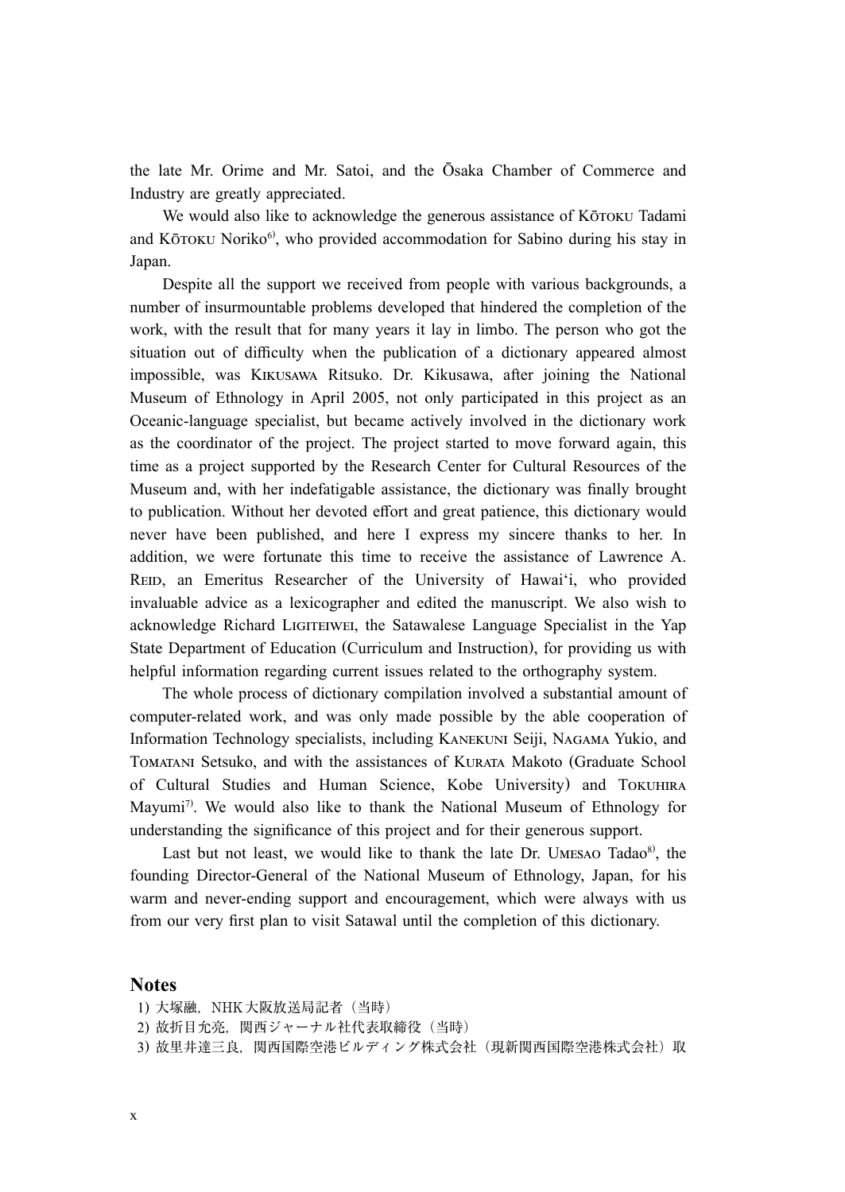the late Mr. Orime and Mr. Satoi, and the Ōsaka Chamber of Commerce and Industry are greatly appreciated.

We would also like to acknowledge the generous assistance of Kōtoku Tadami and Kōtoku Noriko[6], who provided accommodation for Sabino during his stay in Japan.

Despite all the support we received from people with various backgrounds, a number of insurmountable problems developed that hindered the completion of the work, with the result that for many years it lay in limbo. The person who got the situation out of difficulty when the publication of a dictionary appeared almost impossible, was Kikusawa Ritsuko. Dr. Kikusawa, after joining the National Museum of Ethnology in April 2005, not only participated in this project as an Oceanic-language specialist, but became actively involved in the dictionary work as the coordinator of the project. The project started to move forward again, this time as a project supported by the Research Center for Cultural Resources of the Museum and, with her indefatigable assistance, the dictionary was finally brought to publication. Without her devoted effort and great patience, this dictionary would never have been published, and here I express my sincere thanks to her. In addition, we were fortunate this time to receive the assistance of Lawrence A. Reid, an Emeritus Researcher of the University of Hawai'i, who provided invaluable advice as a lexicographer and edited the manuscript. We also wish to acknowledge Richard Ligiteiwei, the Satawalese Language Specialist in the Yap State Department of Education (Curriculum and Instruction), for providing us with helpful information regarding current issues related to the orthography system.

The whole process of dictionary compilation involved a substantial amount of computer-related work, and was only made possible by the able cooperation of Information Technology specialists, including Kanekuni Seiji, Nagama Yukio, and Tomatani Setsuko, and with the assistances of Kurata Makoto (Graduate School of Cultural Studies and Human Science, Kobe University) and Tokuhira Mayumi[7]. We would also like to thank the National Museum of Ethnology for understanding the significance of this project and for their generous support.

Last but not least, we would like to thank the late Dr. Umesao Tadao[8], the founding Director-General of the National Museum of Ethnology, Japan, for his warm and never-ending support and encouragement, which were always with us from our very first plan to visit Satawal until the completion of this dictionary.

## Notes

1) 大塚融，NHK大阪放送局記者（当時）
2) 故折目允亮，関西ジャーナル社代表取締役（当時）
3) 故里井達三良，関西国際空港ビルディング株式会社（現新関西国際空港株式会社）取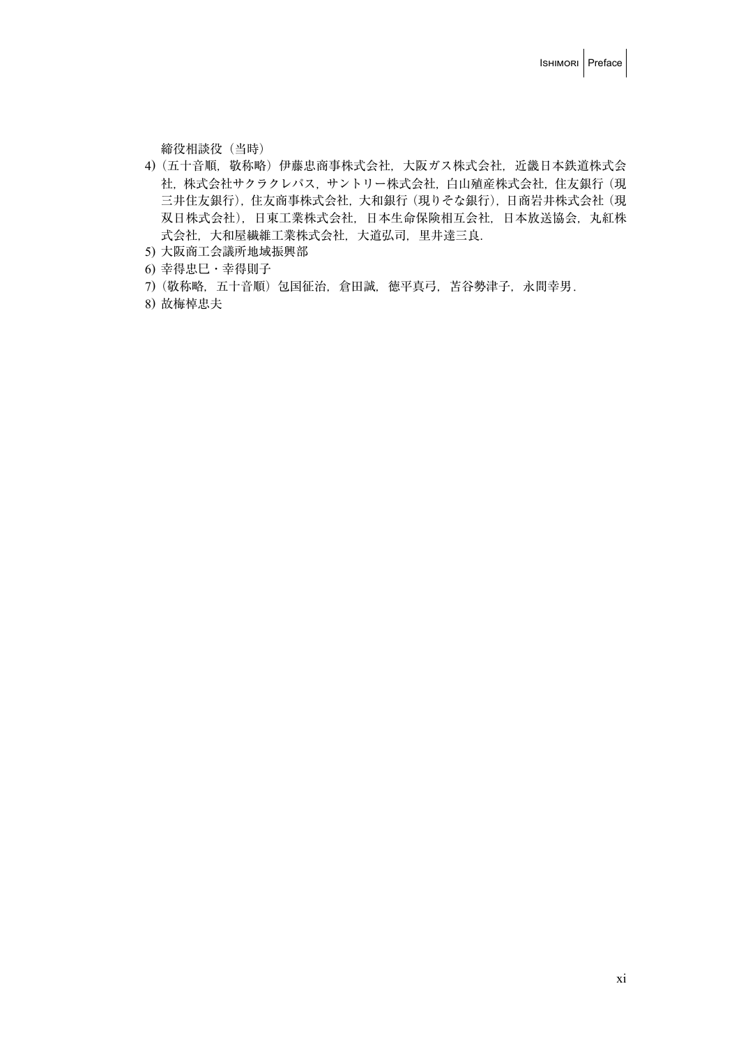締役相談役（当時）

4) （五十音順，敬称略）伊藤忠商事株式会社，大阪ガス株式会社，近畿日本鉄道株式会社，株式会社サクラクレパス，サントリー株式会社，白山殖産株式会社，住友銀行（現三井住友銀行），住友商事株式会社，大和銀行（現りそな銀行），日商岩井株式会社（現双日株式会社），日東工業株式会社，日本生命保険相互会社，日本放送協会，丸紅株式会社，大和屋繊維工業株式会社，大道弘司，里井達三良．
5) 大阪商工会議所地域振興部
6) 幸得忠巳・幸得則子
7) （敬称略，五十音順）包国征治，倉田誠，徳平真弓，苫谷勢津子，永間幸男．
8) 故梅棹忠夫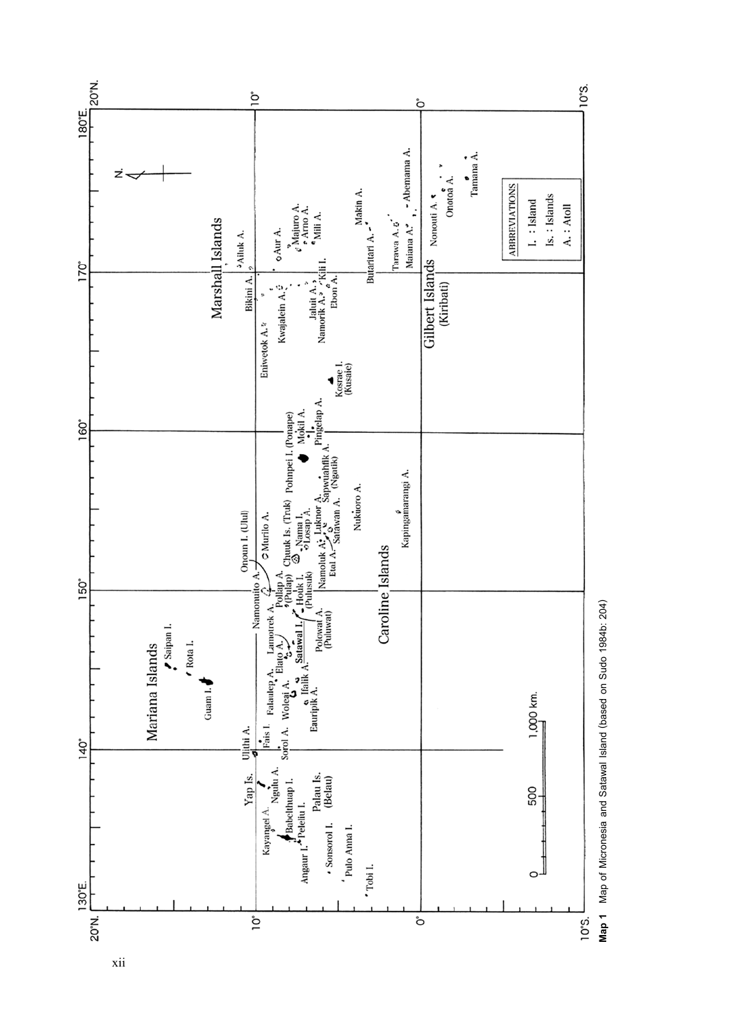20°N.

10°

0°

10°S.

130°E.

140°

150°

160°

170°

180°E.

N.

Marshall Islands

Mariana Islands

Caroline Islands

Gilbert Islands
(Kiribati)

Saipan I.
Rota I.
Guam I.

Ailuk A.
Bikini A.
Eniwetok A.
Kwajalein A.
Aur A.
Majuro A.
Arno A.
Mili A.
Jaluit A.
Namorik A.
Kili I.
Ebon A.
Makin A.
Butaritari A.
Tarawa A.
Maiana A.
Abemama A.
Nonouti A.
Onotoa A.
Tamana A.

Kosrae I.
(Kusaie)
Pingelap A.
Mokil A.
Pohnpei I. (Ponape)
Sapwuahfik A.
(Ngatik)
Nukuoro A.
Kapingamarangi A.

Onoun I. (Ulul)
Murilo A.
Namonuito A.
Pollap A.
(Pulap)
Chuuk Is. (Truk)
Nama I.
Losap A.
Namoluk A.
Lukunor A.
Satawan A.
Etal A.
Houk I.
(Pulusuk)
Polowat A.
(Puluwat)
Satawal I.
Lamotrek A.
Elato A.
Ifalik A.
Faraulep A.
Woleai A.
Eauripik A.
Fais I.
Sorol A.
Ulithi A.
Yap Is.
Ngulu A.
Kayangel A.
Babelthuap I.
Peleliu I.
Angaur I.
Palau Is.
(Belau)
Sonsorol I.
Pulo Anna I.
Tobi I.

0 500 1,000 km.

ABBREVIATIONS
I. : Island
Is. : Islands
A. : Atoll

**Map 1** Map of Micronesia and Satawal Island (based on Sudo 1984b: 204)